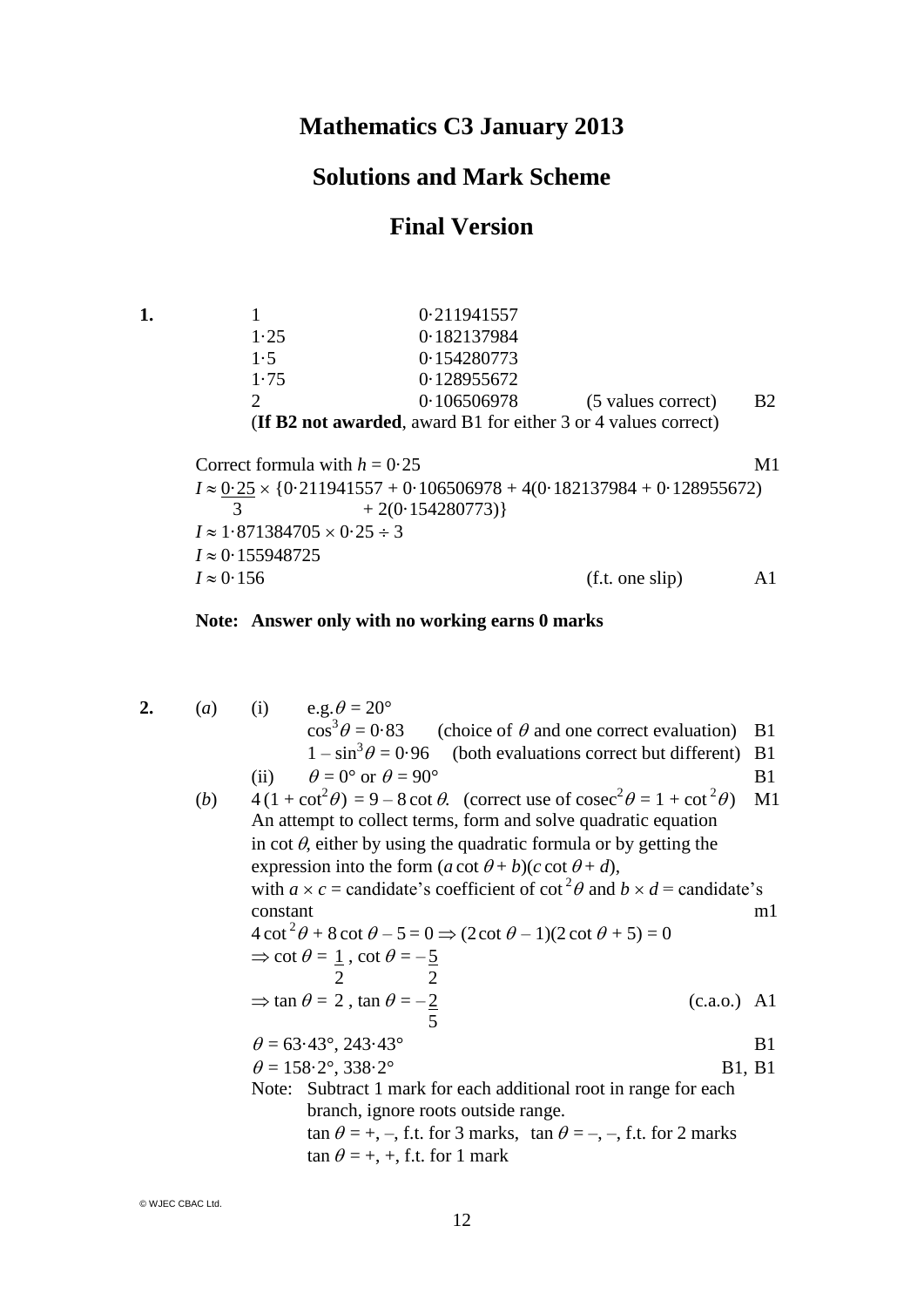# Mathematics C3 January 2013

## Solutions and Mark Scheme

## Final Version

**1.**

| | | | |
|---|---|---|---|
| 1 | 0·211941557 | | |
| 1·25 | 0·182137984 | | |
| 1·5 | 0·154280773 | | |
| 1·75 | 0·128955672 | | |
| 2 | 0·106506978 | (5 values correct) | B2 |

(**If B2 not awarded**, award B1 for either 3 or 4 values correct)

Correct formula with $h = 0{\cdot}25$ M1

$I \approx \dfrac{0{\cdot}25}{3} \times \{0{\cdot}211941557 + 0{\cdot}106506978 + 4(0{\cdot}182137984 + 0{\cdot}128955672) + 2(0{\cdot}154280773)\}$

$I \approx 1{\cdot}871384705 \times 0{\cdot}25 \div 3$

$I \approx 0{\cdot}155948725$

$I \approx 0{\cdot}156$ (f.t. one slip) A1

**Note: Answer only with no working earns 0 marks**

**2.** (*a*) (i) e.g. $\theta = 20°$

$\cos^3\theta = 0{\cdot}83$ (choice of $\theta$ and one correct evaluation) B1

$1 - \sin^3\theta = 0{\cdot}96$ (both evaluations correct but different) B1

(ii) $\theta = 0°$ or $\theta = 90°$ B1

(*b*) $4(1 + \cot^2\theta) = 9 - 8\cot\theta$. (correct use of $\text{cosec}^2\theta = 1 + \cot^2\theta$) M1

An attempt to collect terms, form and solve quadratic equation in $\cot\theta$, either by using the quadratic formula or by getting the expression into the form $(a\cot\theta + b)(c\cot\theta + d)$, with $a \times c$ = candidate's coefficient of $\cot^2\theta$ and $b \times d$ = candidate's constant m1

$4\cot^2\theta + 8\cot\theta - 5 = 0 \Rightarrow (2\cot\theta - 1)(2\cot\theta + 5) = 0$

$\Rightarrow \cot\theta = \dfrac{1}{2}, \cot\theta = -\dfrac{5}{2}$

$\Rightarrow \tan\theta = 2, \tan\theta = -\dfrac{2}{5}$ (c.a.o.) A1

$\theta = 63{\cdot}43°, 243{\cdot}43°$ B1

$\theta = 158{\cdot}2°, 338{\cdot}2°$ B1, B1

Note: Subtract 1 mark for each additional root in range for each branch, ignore roots outside range.

$\tan\theta = +, -$, f.t. for 3 marks, $\tan\theta = -, -$, f.t. for 2 marks

$\tan\theta = +, +$, f.t. for 1 mark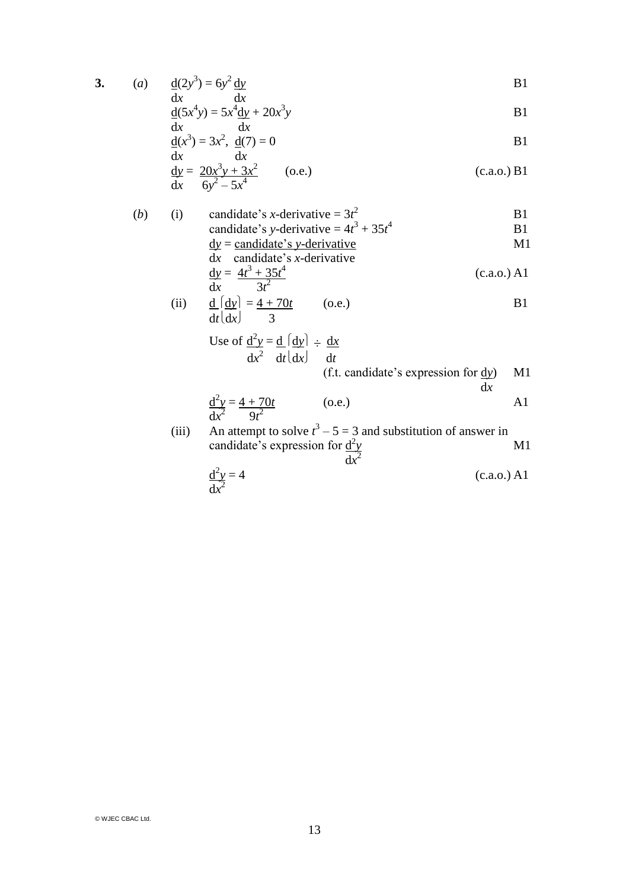**3.** (*a*) $\frac{d}{dx}(2y^3) = 6y^2 \frac{dy}{dx}$ B1

$\frac{d}{dx}(5x^4y) = 5x^4\frac{dy}{dx} + 20x^3y$ B1

$\frac{d}{dx}(x^3) = 3x^2$, $\frac{d}{dx}(7) = 0$ B1

$\frac{dy}{dx} = \frac{20x^3y + 3x^2}{6y^2 - 5x^4}$ (o.e.) (c.a.o.) B1

(*b*) (i) candidate's *x*-derivative $= 3t^2$ B1

candidate's *y*-derivative $= 4t^3 + 35t^4$ B1

$\frac{dy}{dx} = \frac{\text{candidate's } y\text{-derivative}}{\text{candidate's } x\text{-derivative}}$ M1

$\frac{dy}{dx} = \frac{4t^3 + 35t^4}{3t^2}$ (c.a.o.) A1

(ii) $\frac{d}{dt}\left(\frac{dy}{dx}\right) = \frac{4 + 70t}{3}$ (o.e.) B1

Use of $\frac{d^2y}{dx^2} = \frac{d}{dt}\left(\frac{dy}{dx}\right) \div \frac{dx}{dt}$

(f.t. candidate's expression for $\frac{dy}{dx}$) M1

$\frac{d^2y}{dx^2} = \frac{4 + 70t}{9t^2}$ (o.e.) A1

(iii) An attempt to solve $t^3 - 5 = 3$ and substitution of answer in candidate's expression for $\frac{d^2y}{dx^2}$ M1

$\frac{d^2y}{dx^2} = 4$ (c.a.o.) A1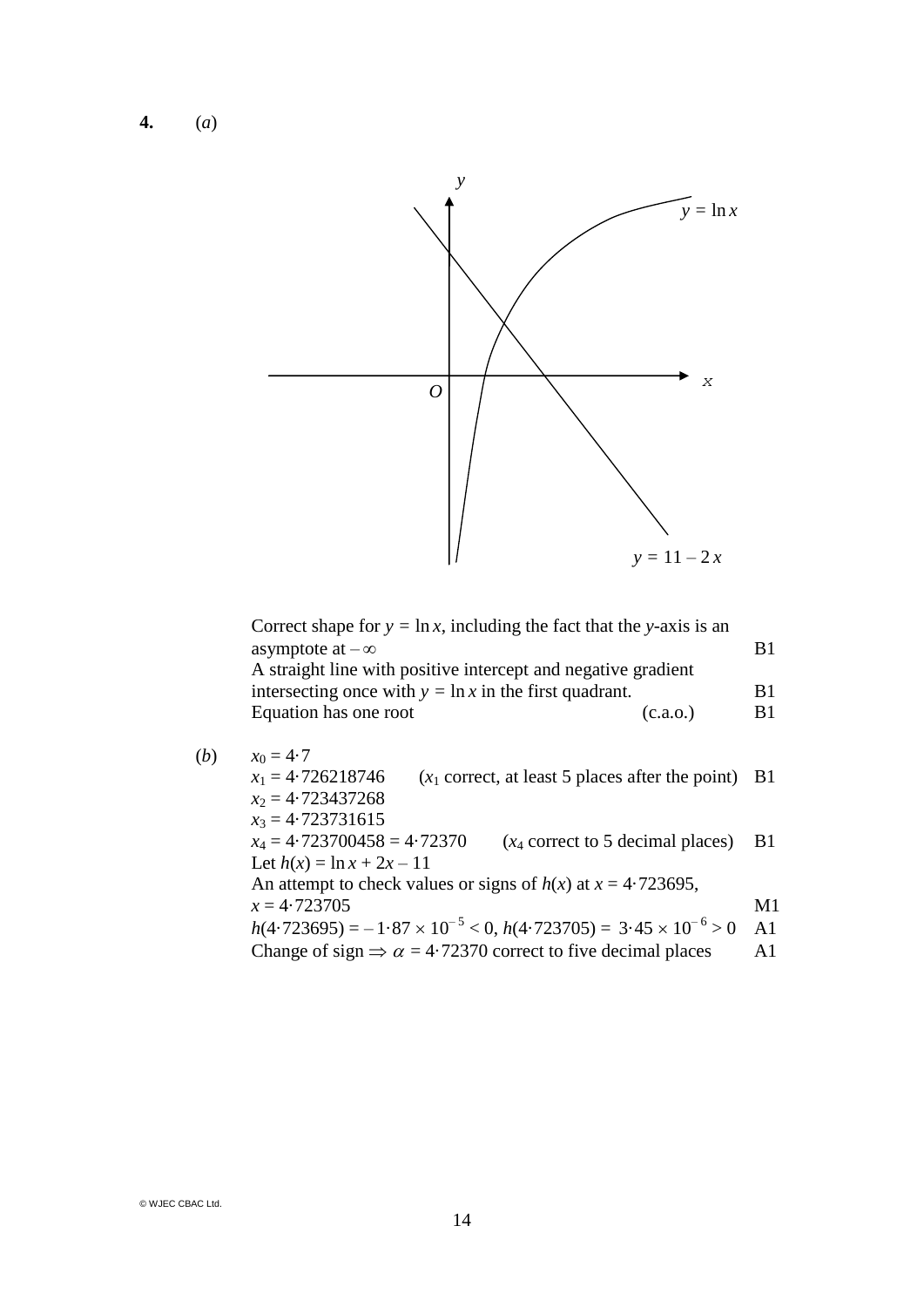**4.** (*a*)

Correct shape for $y = \ln x$, including the fact that the $y$-axis is an asymptote at $-\infty$ B1

A straight line with positive intercept and negative gradient intersecting once with $y = \ln x$ in the first quadrant. B1

Equation has one root (c.a.o.) B1

(*b*) $x_0 = 4{\cdot}7$

$x_1 = 4{\cdot}726218746$ ($x_1$ correct, at least 5 places after the point) B1

$x_2 = 4{\cdot}723437268$

$x_3 = 4{\cdot}723731615$

$x_4 = 4{\cdot}723700458 = 4{\cdot}72370$ ($x_4$ correct to 5 decimal places) B1

Let $h(x) = \ln x + 2x - 11$

An attempt to check values or signs of $h(x)$ at $x = 4{\cdot}723695$, $x = 4{\cdot}723705$ M1

$h(4{\cdot}723695) = -1{\cdot}87 \times 10^{-5} < 0$, $h(4{\cdot}723705) = 3{\cdot}45 \times 10^{-6} > 0$ A1

Change of sign $\Rightarrow \alpha = 4{\cdot}72370$ correct to five decimal places A1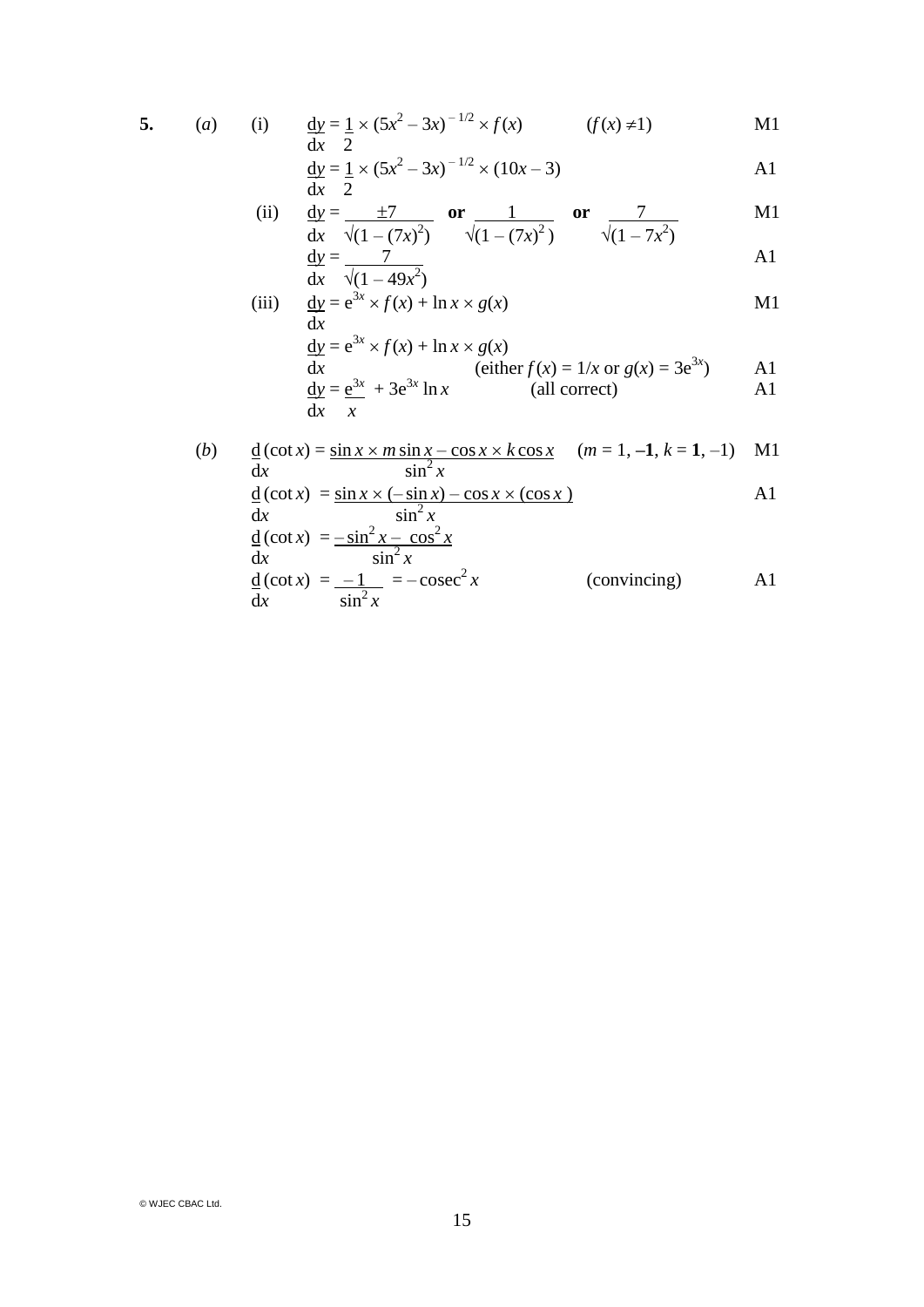**5.** (*a*) (i) $\dfrac{dy}{dx} = \dfrac{1}{2} \times (5x^2 - 3x)^{-1/2} \times f(x)$ $\quad (f(x) \neq 1)$ M1

$\dfrac{dy}{dx} = \dfrac{1}{2} \times (5x^2 - 3x)^{-1/2} \times (10x - 3)$ A1

(ii) $\dfrac{dy}{dx} = \dfrac{\pm 7}{\sqrt{(1-(7x)^2)}}$ **or** $\dfrac{1}{\sqrt{(1-(7x)^2)}}$ **or** $\dfrac{7}{\sqrt{(1-7x^2)}}$ M1

$\dfrac{dy}{dx} = \dfrac{7}{\sqrt{(1-49x^2)}}$ A1

(iii) $\dfrac{dy}{dx} = e^{3x} \times f(x) + \ln x \times g(x)$ M1

$\dfrac{dy}{dx} = e^{3x} \times f(x) + \ln x \times g(x)$

(either $f(x) = 1/x$ or $g(x) = 3e^{3x}$) A1

$\dfrac{dy}{dx} = \dfrac{e^{3x}}{x} + 3e^{3x} \ln x$ (all correct) A1

(*b*) $\dfrac{d}{dx}(\cot x) = \dfrac{\sin x \times m \sin x - \cos x \times k \cos x}{\sin^2 x}$ $\quad (m = 1, \mathbf{-1}, k = \mathbf{1}, -1)$ M1

$\dfrac{d}{dx}(\cot x) = \dfrac{\sin x \times (-\sin x) - \cos x \times (\cos x)}{\sin^2 x}$ A1

$\dfrac{d}{dx}(\cot x) = \dfrac{-\sin^2 x - \cos^2 x}{\sin^2 x}$

$\dfrac{d}{dx}(\cot x) = \dfrac{-1}{\sin^2 x} = -\text{cosec}^2 x$ (convincing) A1

© WJEC CBAC Ltd.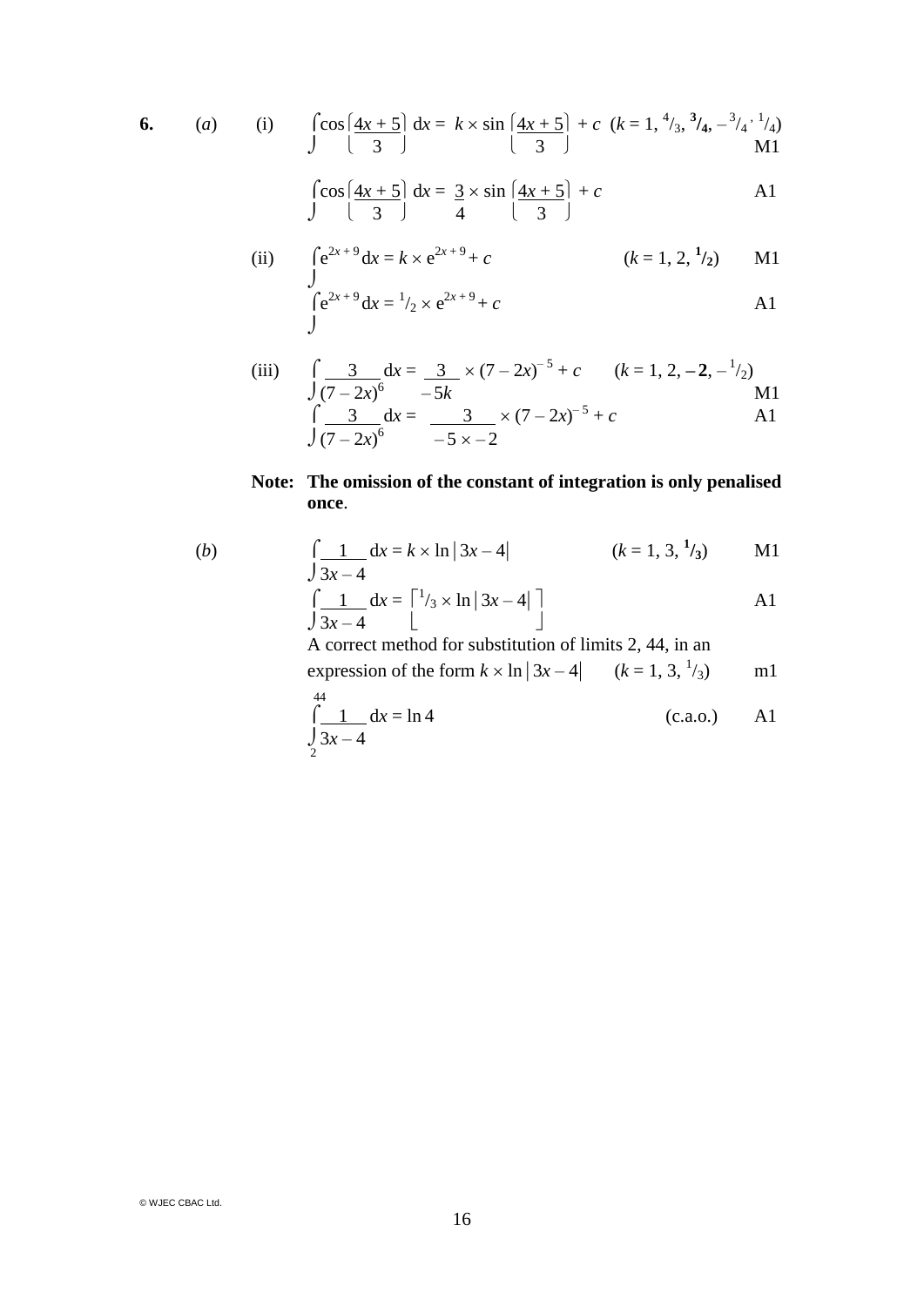**6.** (*a*) (i) $\displaystyle\int \cos\left(\frac{4x+5}{3}\right) dx = k \times \sin\left(\frac{4x+5}{3}\right) + c$ $\quad (k = 1, {}^{4}/_{3}, \mathbf{{}^{3}/_{4}}, -{}^{3}/_{4}, {}^{1}/_{4})$ M1

$\displaystyle\int \cos\left(\frac{4x+5}{3}\right) dx = \frac{3}{4} \times \sin\left(\frac{4x+5}{3}\right) + c$ A1

(ii) $\displaystyle\int e^{2x+9}\, dx = k \times e^{2x+9} + c$ $\quad (k = 1, 2, \mathbf{{}^{1}/_{2}})$ M1

$\displaystyle\int e^{2x+9}\, dx = {}^{1}/_{2} \times e^{2x+9} + c$ A1

(iii) $\displaystyle\int \frac{3}{(7-2x)^6}\, dx = \frac{3}{-5k} \times (7-2x)^{-5} + c$ $\quad (k = 1, 2, \mathbf{-2}, -{}^{1}/_{2})$ M1

$\displaystyle\int \frac{3}{(7-2x)^6}\, dx = \frac{3}{-5 \times -2} \times (7-2x)^{-5} + c$ A1

**Note: The omission of the constant of integration is only penalised once**.

(*b*) $\displaystyle\int \frac{1}{3x-4}\, dx = k \times \ln|3x-4|$ $\quad (k = 1, 3, \mathbf{{}^{1}/_{3}})$ M1

$\displaystyle\int \frac{1}{3x-4}\, dx = \left[{}^{1}/_{3} \times \ln|3x-4|\right]$ A1

A correct method for substitution of limits 2, 44, in an expression of the form $k \times \ln|3x-4|$ $\quad (k = 1, 3, {}^{1}/_{3})$ m1

$\displaystyle\int_{2}^{44} \frac{1}{3x-4}\, dx = \ln 4$ (c.a.o.) A1

© WJEC CBAC Ltd.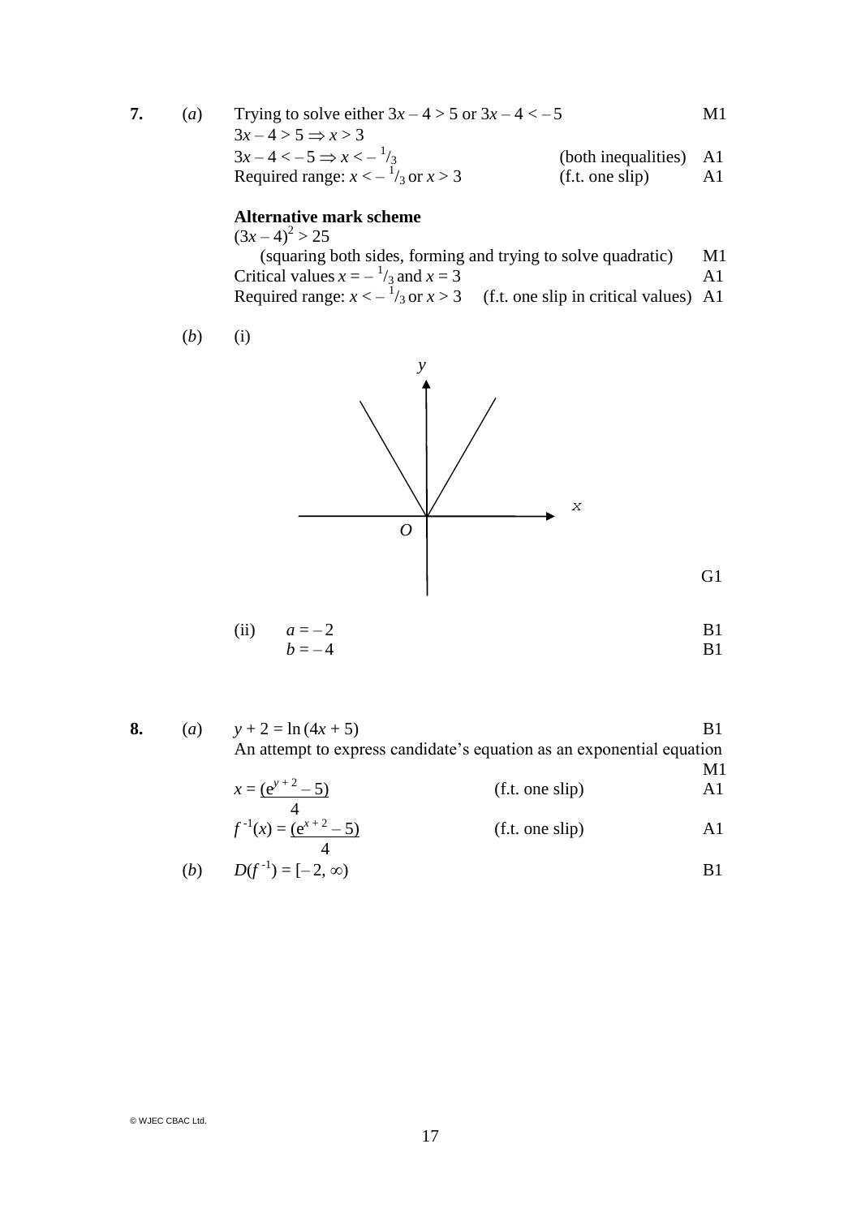**7.** (*a*) Trying to solve either $3x - 4 > 5$ or $3x - 4 < -5$ M1

$3x - 4 > 5 \Rightarrow x > 3$

$3x - 4 < -5 \Rightarrow x < -{}^{1}/_{3}$ (both inequalities) A1

Required range: $x < -{}^{1}/_{3}$ or $x > 3$ (f.t. one slip) A1

**Alternative mark scheme**

$(3x - 4)^2 > 25$

(squaring both sides, forming and trying to solve quadratic) M1

Critical values $x = -{}^{1}/_{3}$ and $x = 3$ A1

Required range: $x < -{}^{1}/_{3}$ or $x > 3$ (f.t. one slip in critical values) A1

(*b*) (i)

G1

(ii) $a = -2$ B1

$b = -4$ B1

**8.** (*a*) $y + 2 = \ln(4x + 5)$ B1

An attempt to express candidate's equation as an exponential equation M1

$x = \dfrac{(e^{y+2} - 5)}{4}$ (f.t. one slip) A1

$f^{-1}(x) = \dfrac{(e^{x+2} - 5)}{4}$ (f.t. one slip) A1

(*b*) $D(f^{-1}) = [-2, \infty)$ B1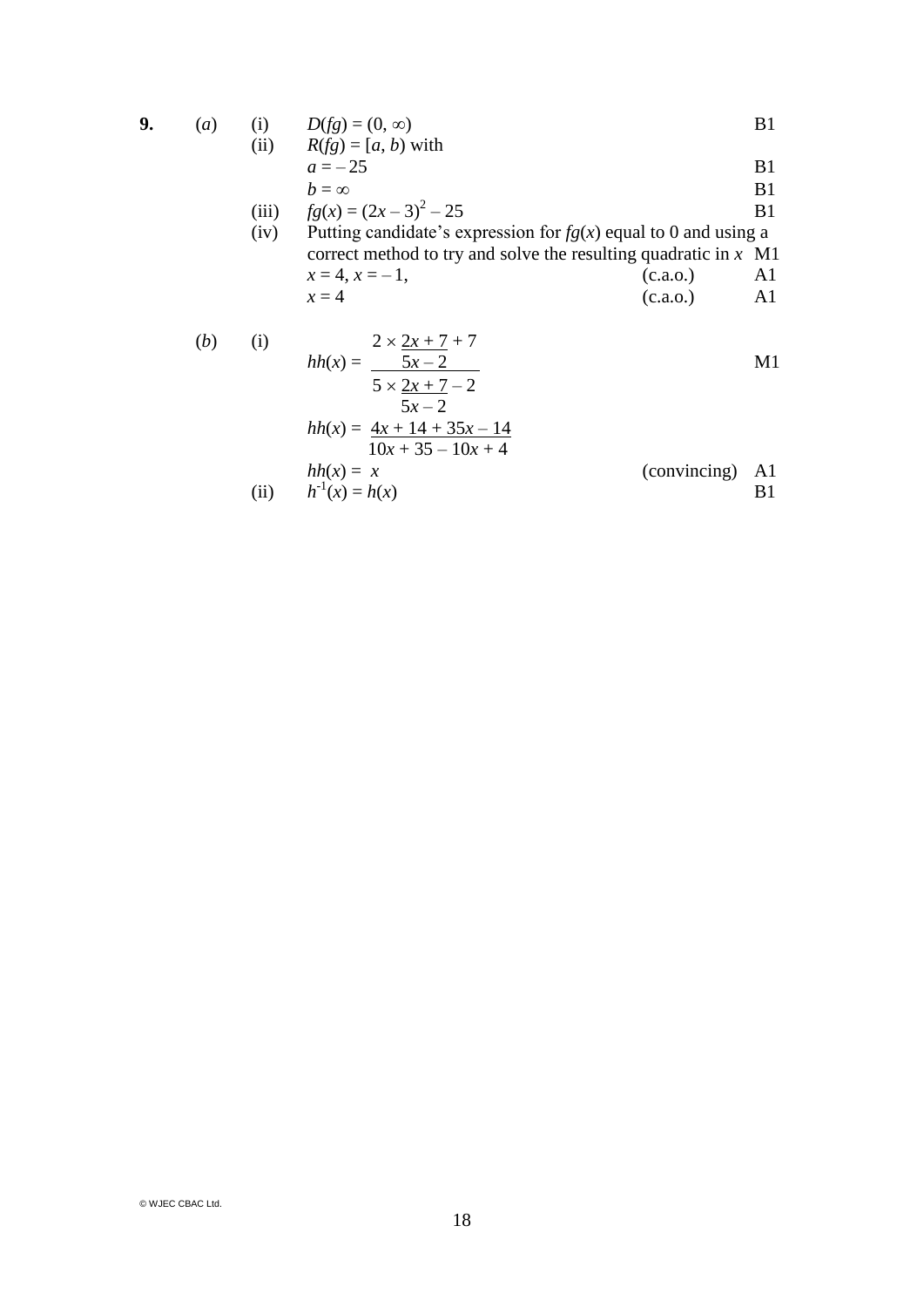**9.** (*a*) (i) $D(fg) = (0, \infty)$ B1

(ii) $R(fg) = [a, b)$ with

$a = -25$ B1

$b = \infty$ B1

(iii) $fg(x) = (2x - 3)^2 - 25$ B1

(iv) Putting candidate's expression for $fg(x)$ equal to 0 and using a correct method to try and solve the resulting quadratic in $x$ M1

$x = 4, x = -1,$ (c.a.o.) A1

$x = 4$ (c.a.o.) A1

(*b*) (i)

$$hh(x) = \frac{2 \times \frac{2x + 7}{5x - 2} + 7}{5 \times \frac{2x + 7}{5x - 2} - 2}$$ M1

$$hh(x) = \frac{4x + 14 + 35x - 14}{10x + 35 - 10x + 4}$$

$hh(x) = x$ (convincing) A1

(ii) $h^{-1}(x) = h(x)$ B1